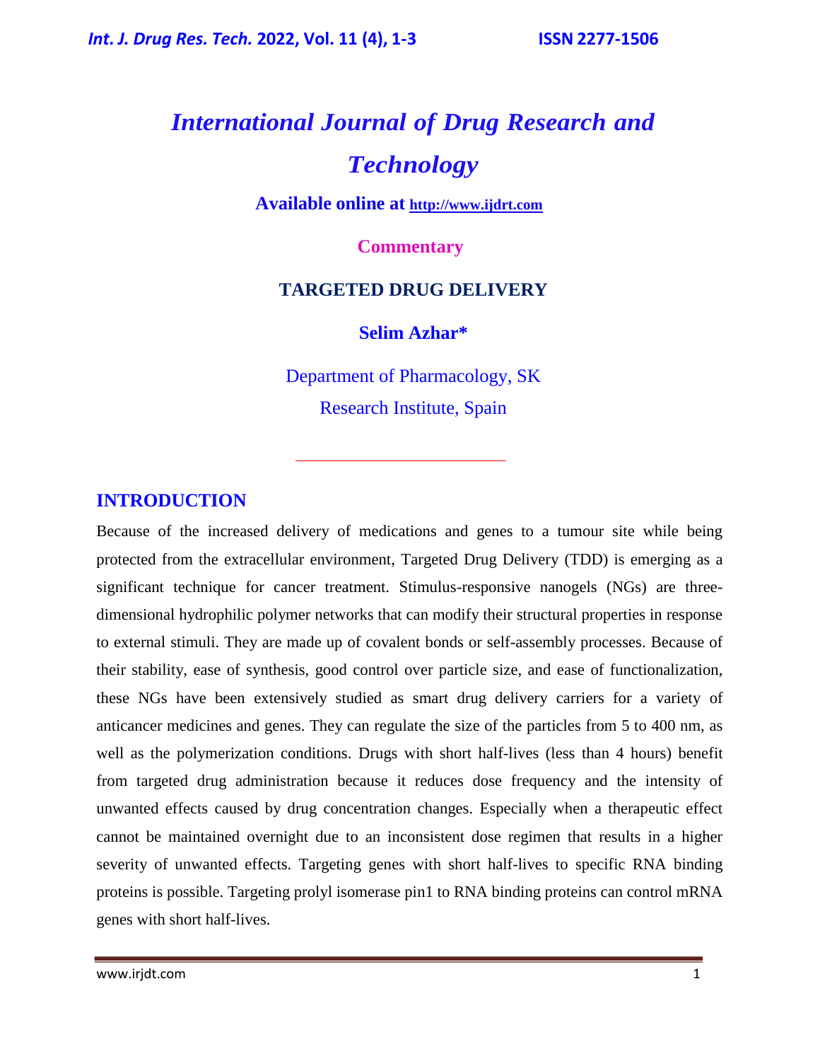# International Journal of Drug Research and Technology

**Available online at [http://www.ijdrt.com](http://www.ijdrt.com)**

**Commentary**

## TARGETED DRUG DELIVERY

**Selim Azhar***

Department of Pharmacology, SK Research Institute, Spain

---

## INTRODUCTION

Because of the increased delivery of medications and genes to a tumour site while being protected from the extracellular environment, Targeted Drug Delivery (TDD) is emerging as a significant technique for cancer treatment. Stimulus-responsive nanogels (NGs) are three-dimensional hydrophilic polymer networks that can modify their structural properties in response to external stimuli. They are made up of covalent bonds or self-assembly processes. Because of their stability, ease of synthesis, good control over particle size, and ease of functionalization, these NGs have been extensively studied as smart drug delivery carriers for a variety of anticancer medicines and genes. They can regulate the size of the particles from 5 to 400 nm, as well as the polymerization conditions. Drugs with short half-lives (less than 4 hours) benefit from targeted drug administration because it reduces dose frequency and the intensity of unwanted effects caused by drug concentration changes. Especially when a therapeutic effect cannot be maintained overnight due to an inconsistent dose regimen that results in a higher severity of unwanted effects. Targeting genes with short half-lives to specific RNA binding proteins is possible. Targeting prolyl isomerase pin1 to RNA binding proteins can control mRNA genes with short half-lives.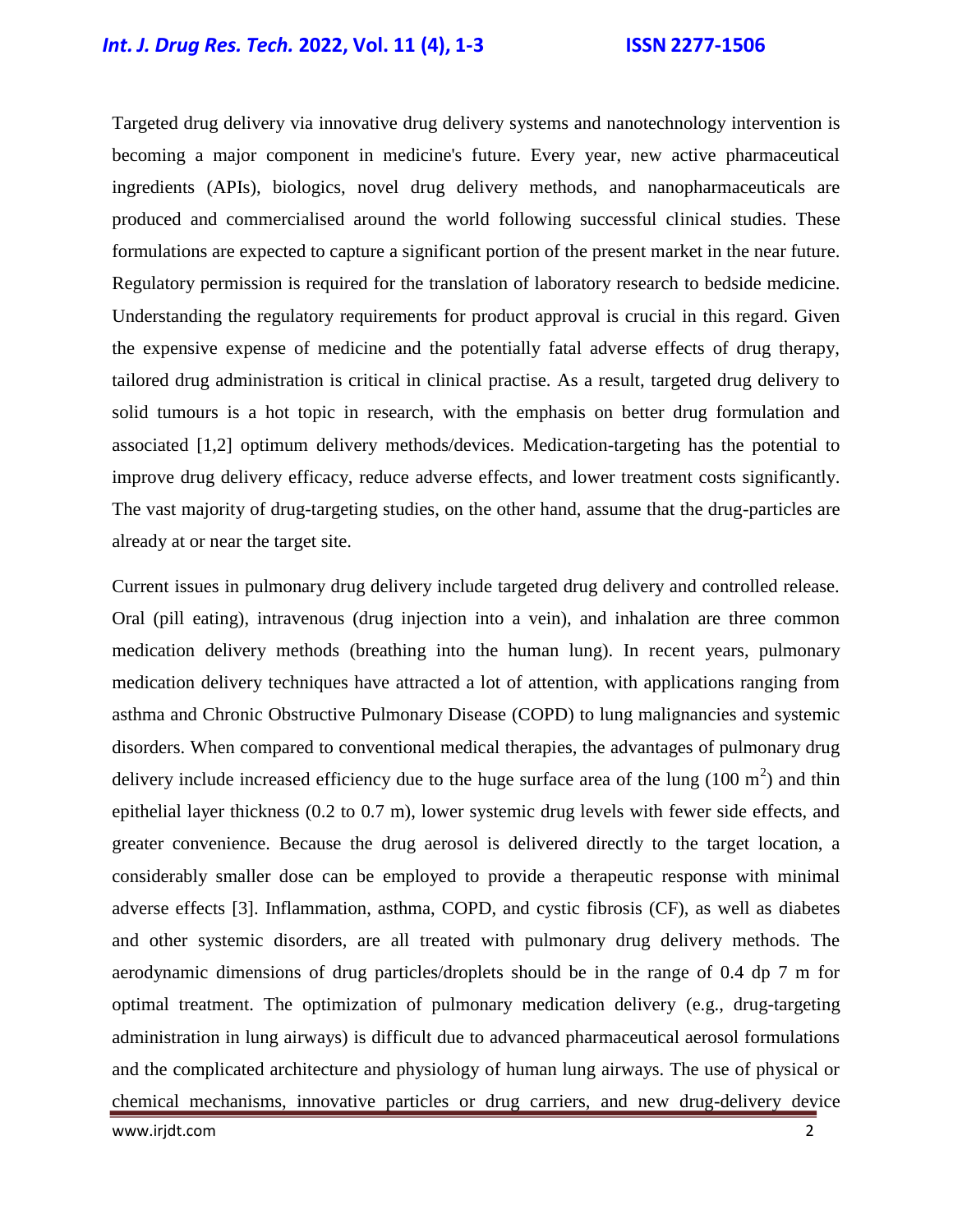Targeted drug delivery via innovative drug delivery systems and nanotechnology intervention is becoming a major component in medicine's future. Every year, new active pharmaceutical ingredients (APIs), biologics, novel drug delivery methods, and nanopharmaceuticals are produced and commercialised around the world following successful clinical studies. These formulations are expected to capture a significant portion of the present market in the near future. Regulatory permission is required for the translation of laboratory research to bedside medicine. Understanding the regulatory requirements for product approval is crucial in this regard. Given the expensive expense of medicine and the potentially fatal adverse effects of drug therapy, tailored drug administration is critical in clinical practise. As a result, targeted drug delivery to solid tumours is a hot topic in research, with the emphasis on better drug formulation and associated [1,2] optimum delivery methods/devices. Medication-targeting has the potential to improve drug delivery efficacy, reduce adverse effects, and lower treatment costs significantly. The vast majority of drug-targeting studies, on the other hand, assume that the drug-particles are already at or near the target site.

Current issues in pulmonary drug delivery include targeted drug delivery and controlled release. Oral (pill eating), intravenous (drug injection into a vein), and inhalation are three common medication delivery methods (breathing into the human lung). In recent years, pulmonary medication delivery techniques have attracted a lot of attention, with applications ranging from asthma and Chronic Obstructive Pulmonary Disease (COPD) to lung malignancies and systemic disorders. When compared to conventional medical therapies, the advantages of pulmonary drug delivery include increased efficiency due to the huge surface area of the lung (100 $m^2$) and thin epithelial layer thickness (0.2 to 0.7 m), lower systemic drug levels with fewer side effects, and greater convenience. Because the drug aerosol is delivered directly to the target location, a considerably smaller dose can be employed to provide a therapeutic response with minimal adverse effects [3]. Inflammation, asthma, COPD, and cystic fibrosis (CF), as well as diabetes and other systemic disorders, are all treated with pulmonary drug delivery methods. The aerodynamic dimensions of drug particles/droplets should be in the range of 0.4 dp 7 m for optimal treatment. The optimization of pulmonary medication delivery (e.g., drug-targeting administration in lung airways) is difficult due to advanced pharmaceutical aerosol formulations and the complicated architecture and physiology of human lung airways. The use of physical or chemical mechanisms, innovative particles or drug carriers, and new drug-delivery device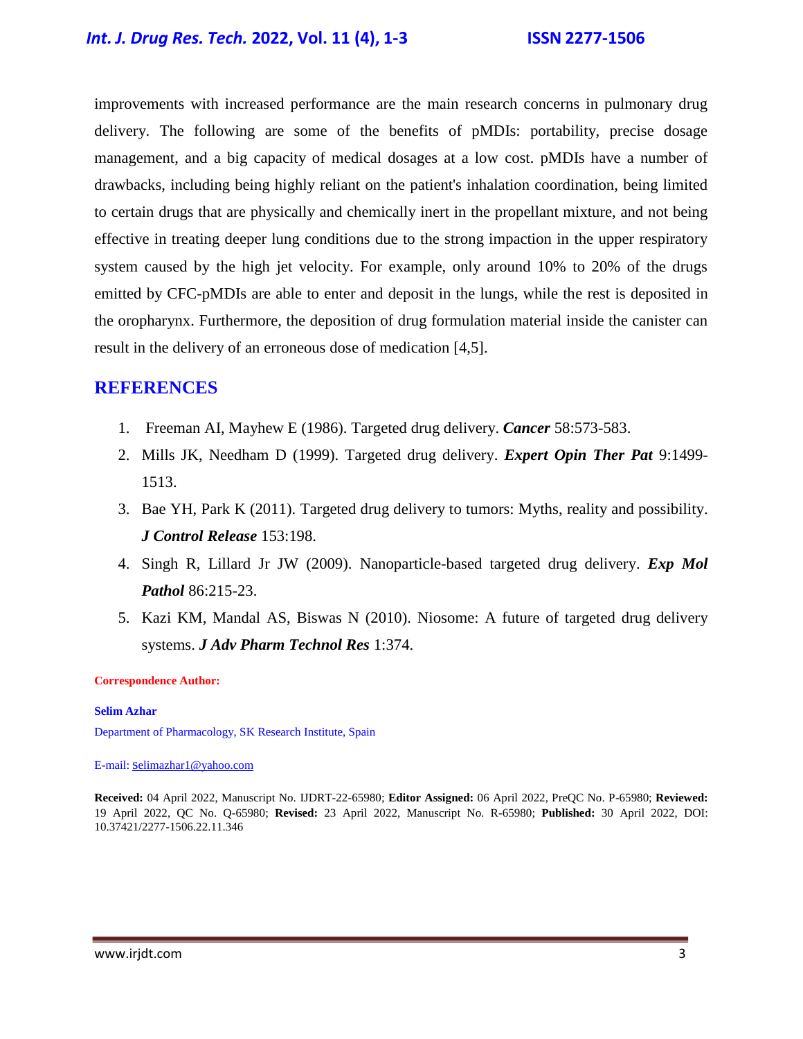improvements with increased performance are the main research concerns in pulmonary drug delivery. The following are some of the benefits of pMDIs: portability, precise dosage management, and a big capacity of medical dosages at a low cost. pMDIs have a number of drawbacks, including being highly reliant on the patient's inhalation coordination, being limited to certain drugs that are physically and chemically inert in the propellant mixture, and not being effective in treating deeper lung conditions due to the strong impaction in the upper respiratory system caused by the high jet velocity. For example, only around 10% to 20% of the drugs emitted by CFC-pMDIs are able to enter and deposit in the lungs, while the rest is deposited in the oropharynx. Furthermore, the deposition of drug formulation material inside the canister can result in the delivery of an erroneous dose of medication [4,5].

## REFERENCES

1. Freeman AI, Mayhew E (1986). Targeted drug delivery. ***Cancer*** 58:573-583.
2. Mills JK, Needham D (1999). Targeted drug delivery. ***Expert Opin Ther Pat*** 9:1499-1513.
3. Bae YH, Park K (2011). Targeted drug delivery to tumors: Myths, reality and possibility. ***J Control Release*** 153:198.
4. Singh R, Lillard Jr JW (2009). Nanoparticle-based targeted drug delivery. ***Exp Mol Pathol*** 86:215-23.
5. Kazi KM, Mandal AS, Biswas N (2010). Niosome: A future of targeted drug delivery systems. ***J Adv Pharm Technol Res*** 1:374.

**Correspondence Author:**

**Selim Azhar**

Department of Pharmacology, SK Research Institute, Spain

E-mail: Selimazhar1@yahoo.com

**Received:** 04 April 2022, Manuscript No. IJDRT-22-65980; **Editor Assigned:** 06 April 2022, PreQC No. P-65980; **Reviewed:** 19 April 2022, QC No. Q-65980; **Revised:** 23 April 2022, Manuscript No. R-65980; **Published:** 30 April 2022, DOI: 10.37421/2277-1506.22.11.346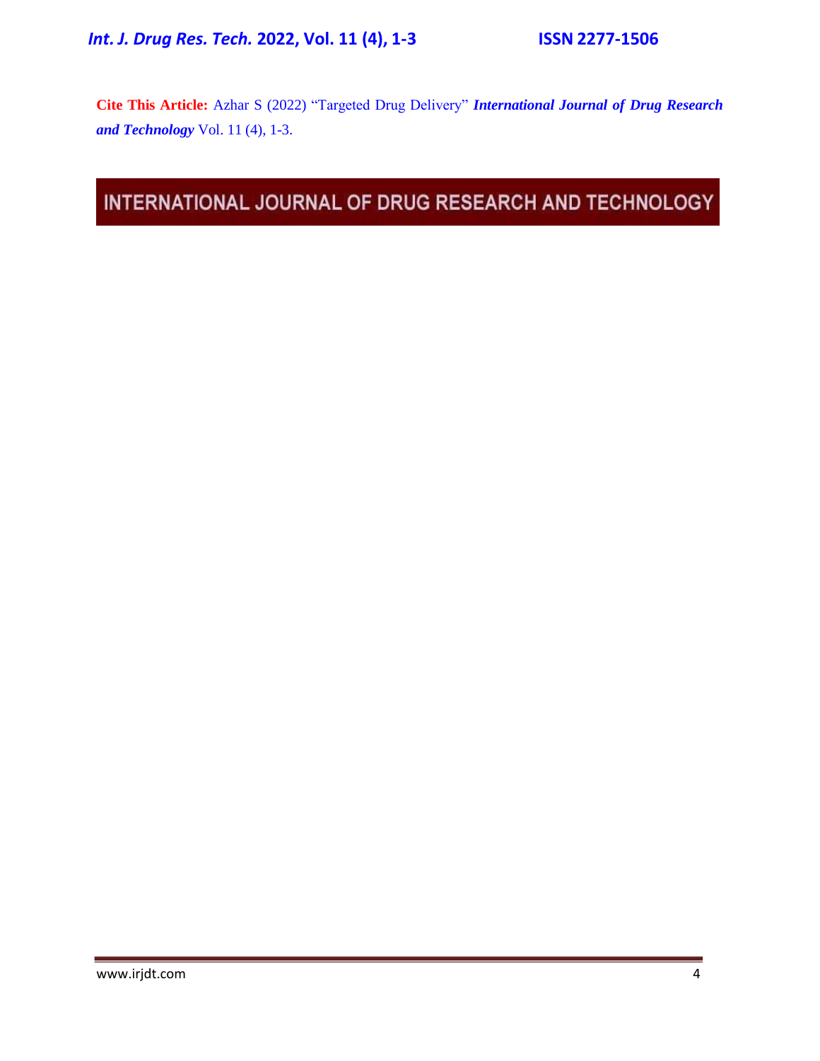**Cite This Article:** Azhar S (2022) "Targeted Drug Delivery" ***International Journal of Drug Research and Technology*** Vol. 11 (4), 1-3.

**INTERNATIONAL JOURNAL OF DRUG RESEARCH AND TECHNOLOGY**